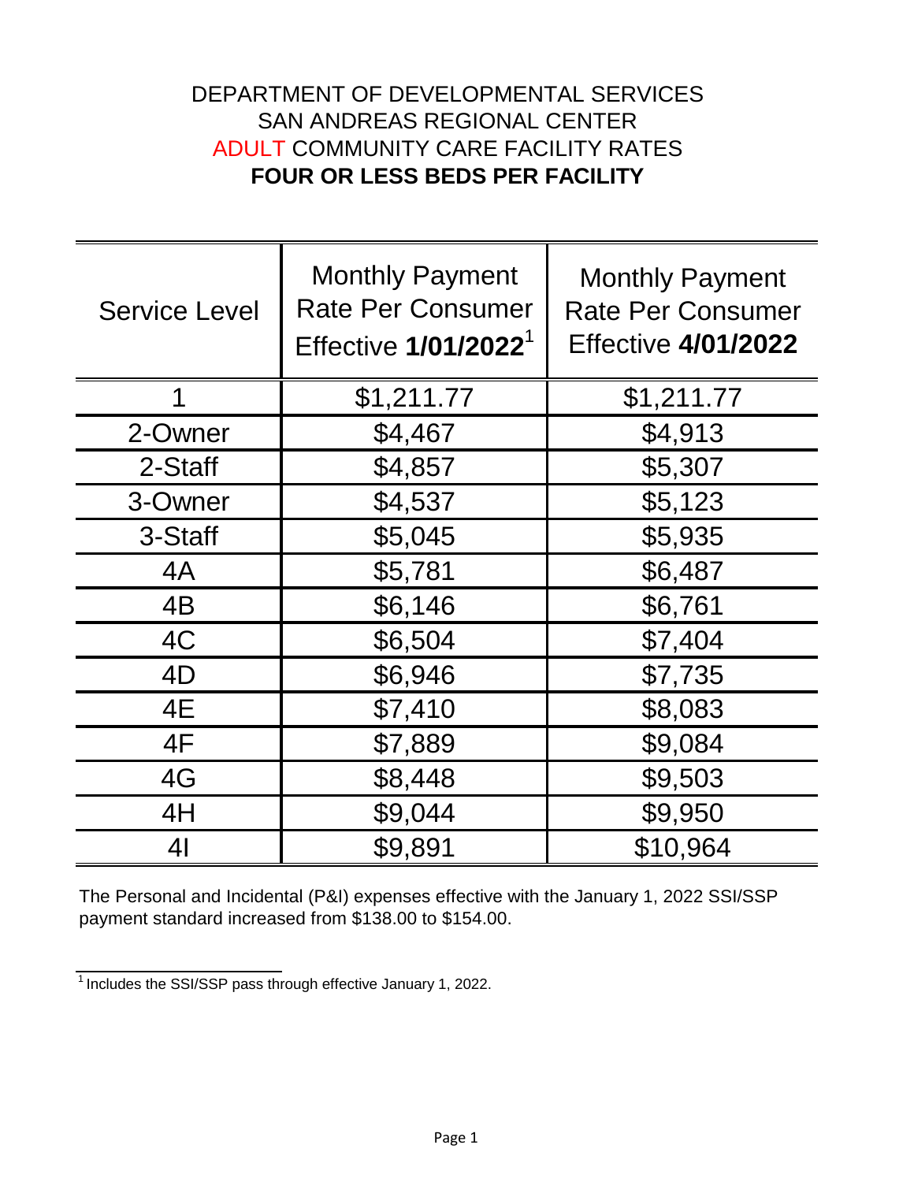# DEPARTMENT OF DEVELOPMENTAL SERVICES
# SAN ANDREAS REGIONAL CENTER
# ADULT COMMUNITY CARE FACILITY RATES
# **FOUR OR LESS BEDS PER FACILITY**

| Service Level | Monthly Payment Rate Per Consumer Effective **1/01/2022**[1] | Monthly Payment Rate Per Consumer Effective **4/01/2022** |
|---|---|---|
| 1 | $1,211.77 | $1,211.77 |
| 2-Owner | $4,467 | $4,913 |
| 2-Staff | $4,857 | $5,307 |
| 3-Owner | $4,537 | $5,123 |
| 3-Staff | $5,045 | $5,935 |
| 4A | $5,781 | $6,487 |
| 4B | $6,146 | $6,761 |
| 4C | $6,504 | $7,404 |
| 4D | $6,946 | $7,735 |
| 4E | $7,410 | $8,083 |
| 4F | $7,889 | $9,084 |
| 4G | $8,448 | $9,503 |
| 4H | $9,044 | $9,950 |
| 4I | $9,891 | $10,964 |

The Personal and Incidental (P&I) expenses effective with the January 1, 2022 SSI/SSP payment standard increased from $138.00 to $154.00.

[1] Includes the SSI/SSP pass through effective January 1, 2022.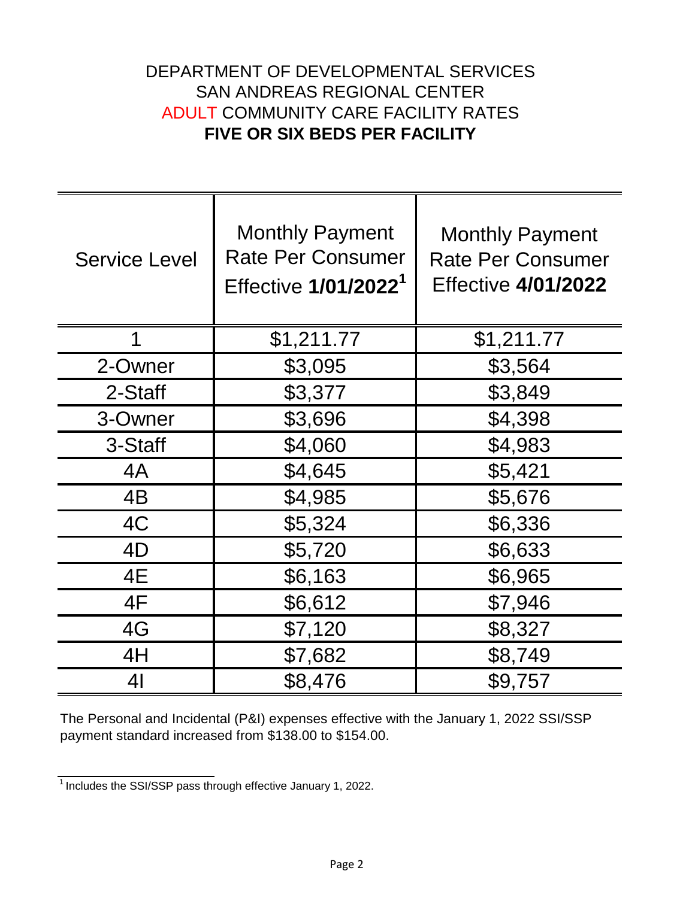# DEPARTMENT OF DEVELOPMENTAL SERVICES
# SAN ANDREAS REGIONAL CENTER
# ADULT COMMUNITY CARE FACILITY RATES
# **FIVE OR SIX BEDS PER FACILITY**

| Service Level | Monthly Payment Rate Per Consumer Effective **1/01/2022**[1] | Monthly Payment Rate Per Consumer Effective **4/01/2022** |
|---|---|---|
| 1 | $1,211.77 | $1,211.77 |
| 2-Owner | $3,095 | $3,564 |
| 2-Staff | $3,377 | $3,849 |
| 3-Owner | $3,696 | $4,398 |
| 3-Staff | $4,060 | $4,983 |
| 4A | $4,645 | $5,421 |
| 4B | $4,985 | $5,676 |
| 4C | $5,324 | $6,336 |
| 4D | $5,720 | $6,633 |
| 4E | $6,163 | $6,965 |
| 4F | $6,612 | $7,946 |
| 4G | $7,120 | $8,327 |
| 4H | $7,682 | $8,749 |
| 4I | $8,476 | $9,757 |

The Personal and Incidental (P&I) expenses effective with the January 1, 2022 SSI/SSP payment standard increased from $138.00 to $154.00.

[1] Includes the SSI/SSP pass through effective January 1, 2022.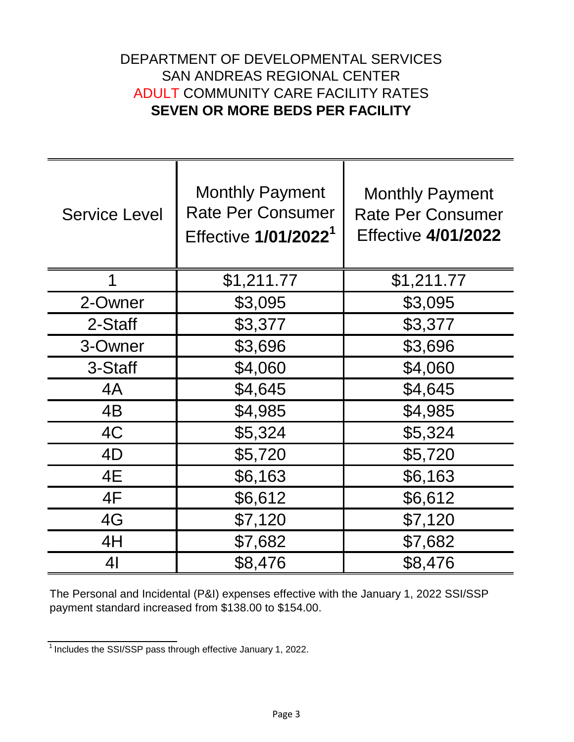DEPARTMENT OF DEVELOPMENTAL SERVICES
SAN ANDREAS REGIONAL CENTER
ADULT COMMUNITY CARE FACILITY RATES
**SEVEN OR MORE BEDS PER FACILITY**

| Service Level | Monthly Payment Rate Per Consumer Effective **1/01/2022**[1] | Monthly Payment Rate Per Consumer Effective **4/01/2022** |
|---|---|---|
| 1 | $1,211.77 | $1,211.77 |
| 2-Owner | $3,095 | $3,095 |
| 2-Staff | $3,377 | $3,377 |
| 3-Owner | $3,696 | $3,696 |
| 3-Staff | $4,060 | $4,060 |
| 4A | $4,645 | $4,645 |
| 4B | $4,985 | $4,985 |
| 4C | $5,324 | $5,324 |
| 4D | $5,720 | $5,720 |
| 4E | $6,163 | $6,163 |
| 4F | $6,612 | $6,612 |
| 4G | $7,120 | $7,120 |
| 4H | $7,682 | $7,682 |
| 4I | $8,476 | $8,476 |

The Personal and Incidental (P&I) expenses effective with the January 1, 2022 SSI/SSP payment standard increased from $138.00 to $154.00.

[1] Includes the SSI/SSP pass through effective January 1, 2022.